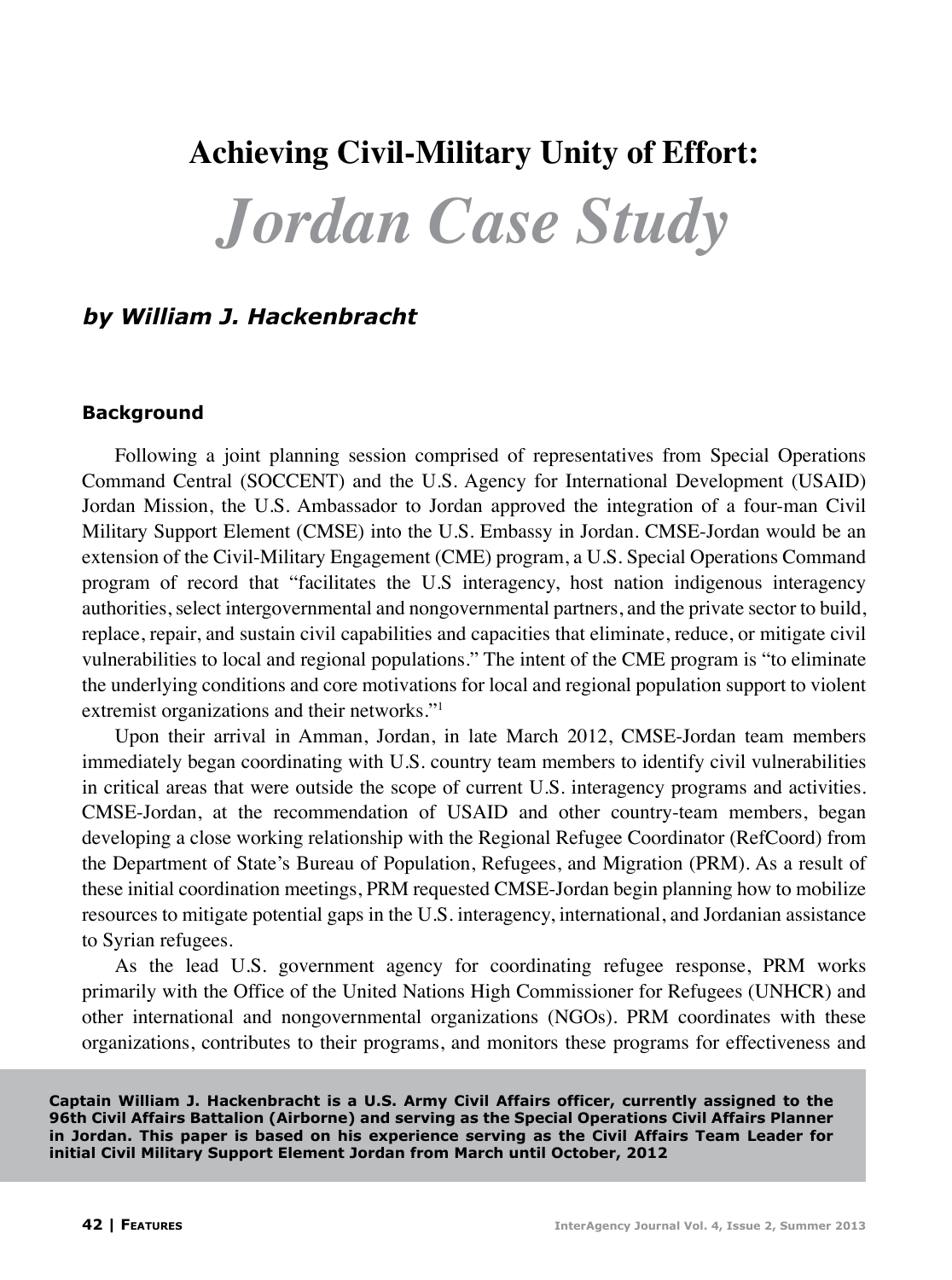# Achieving Civil-Military Unity of Effort:

# *Jordan Case Study*

***by William J. Hackenbracht***

## Background

Following a joint planning session comprised of representatives from Special Operations Command Central (SOCCENT) and the U.S. Agency for International Development (USAID) Jordan Mission, the U.S. Ambassador to Jordan approved the integration of a four-man Civil Military Support Element (CMSE) into the U.S. Embassy in Jordan. CMSE-Jordan would be an extension of the Civil-Military Engagement (CME) program, a U.S. Special Operations Command program of record that "facilitates the U.S interagency, host nation indigenous interagency authorities, select intergovernmental and nongovernmental partners, and the private sector to build, replace, repair, and sustain civil capabilities and capacities that eliminate, reduce, or mitigate civil vulnerabilities to local and regional populations." The intent of the CME program is "to eliminate the underlying conditions and core motivations for local and regional population support to violent extremist organizations and their networks."[1]

Upon their arrival in Amman, Jordan, in late March 2012, CMSE-Jordan team members immediately began coordinating with U.S. country team members to identify civil vulnerabilities in critical areas that were outside the scope of current U.S. interagency programs and activities. CMSE-Jordan, at the recommendation of USAID and other country-team members, began developing a close working relationship with the Regional Refugee Coordinator (RefCoord) from the Department of State's Bureau of Population, Refugees, and Migration (PRM). As a result of these initial coordination meetings, PRM requested CMSE-Jordan begin planning how to mobilize resources to mitigate potential gaps in the U.S. interagency, international, and Jordanian assistance to Syrian refugees.

As the lead U.S. government agency for coordinating refugee response, PRM works primarily with the Office of the United Nations High Commissioner for Refugees (UNHCR) and other international and nongovernmental organizations (NGOs). PRM coordinates with these organizations, contributes to their programs, and monitors these programs for effectiveness and

**Captain William J. Hackenbracht is a U.S. Army Civil Affairs officer, currently assigned to the 96th Civil Affairs Battalion (Airborne) and serving as the Special Operations Civil Affairs Planner in Jordan. This paper is based on his experience serving as the Civil Affairs Team Leader for initial Civil Military Support Element Jordan from March until October, 2012**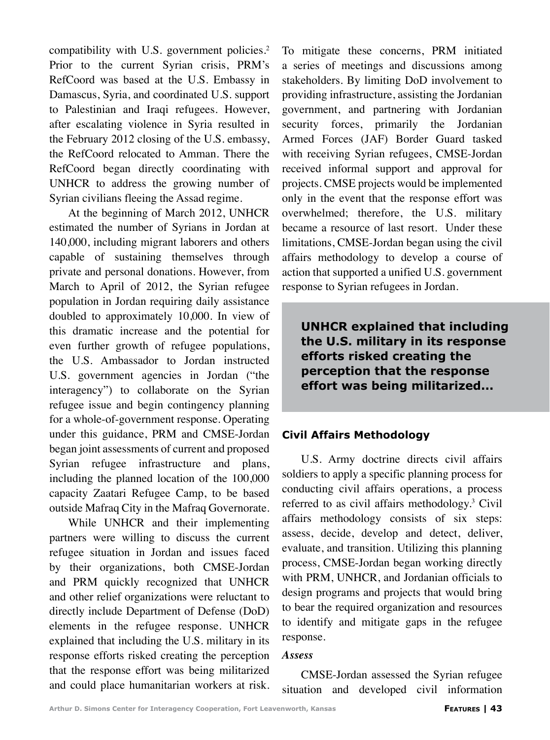compatibility with U.S. government policies.[2] Prior to the current Syrian crisis, PRM's RefCoord was based at the U.S. Embassy in Damascus, Syria, and coordinated U.S. support to Palestinian and Iraqi refugees. However, after escalating violence in Syria resulted in the February 2012 closing of the U.S. embassy, the RefCoord relocated to Amman. There the RefCoord began directly coordinating with UNHCR to address the growing number of Syrian civilians fleeing the Assad regime.

At the beginning of March 2012, UNHCR estimated the number of Syrians in Jordan at 140,000, including migrant laborers and others capable of sustaining themselves through private and personal donations. However, from March to April of 2012, the Syrian refugee population in Jordan requiring daily assistance doubled to approximately 10,000. In view of this dramatic increase and the potential for even further growth of refugee populations, the U.S. Ambassador to Jordan instructed U.S. government agencies in Jordan ("the interagency") to collaborate on the Syrian refugee issue and begin contingency planning for a whole-of-government response. Operating under this guidance, PRM and CMSE-Jordan began joint assessments of current and proposed Syrian refugee infrastructure and plans, including the planned location of the 100,000 capacity Zaatari Refugee Camp, to be based outside Mafraq City in the Mafraq Governorate.

While UNHCR and their implementing partners were willing to discuss the current refugee situation in Jordan and issues faced by their organizations, both CMSE-Jordan and PRM quickly recognized that UNHCR and other relief organizations were reluctant to directly include Department of Defense (DoD) elements in the refugee response. UNHCR explained that including the U.S. military in its response efforts risked creating the perception that the response effort was being militarized and could place humanitarian workers at risk. To mitigate these concerns, PRM initiated a series of meetings and discussions among stakeholders. By limiting DoD involvement to providing infrastructure, assisting the Jordanian government, and partnering with Jordanian security forces, primarily the Jordanian Armed Forces (JAF) Border Guard tasked with receiving Syrian refugees, CMSE-Jordan received informal support and approval for projects. CMSE projects would be implemented only in the event that the response effort was overwhelmed; therefore, the U.S. military became a resource of last resort. Under these limitations, CMSE-Jordan began using the civil affairs methodology to develop a course of action that supported a unified U.S. government response to Syrian refugees in Jordan.

> **UNHCR explained that including the U.S. military in its response efforts risked creating the perception that the response effort was being militarized...**

### Civil Affairs Methodology

U.S. Army doctrine directs civil affairs soldiers to apply a specific planning process for conducting civil affairs operations, a process referred to as civil affairs methodology.[3] Civil affairs methodology consists of six steps: assess, decide, develop and detect, deliver, evaluate, and transition. Utilizing this planning process, CMSE-Jordan began working directly with PRM, UNHCR, and Jordanian officials to design programs and projects that would bring to bear the required organization and resources to identify and mitigate gaps in the refugee response.

#### *Assess*

CMSE-Jordan assessed the Syrian refugee situation and developed civil information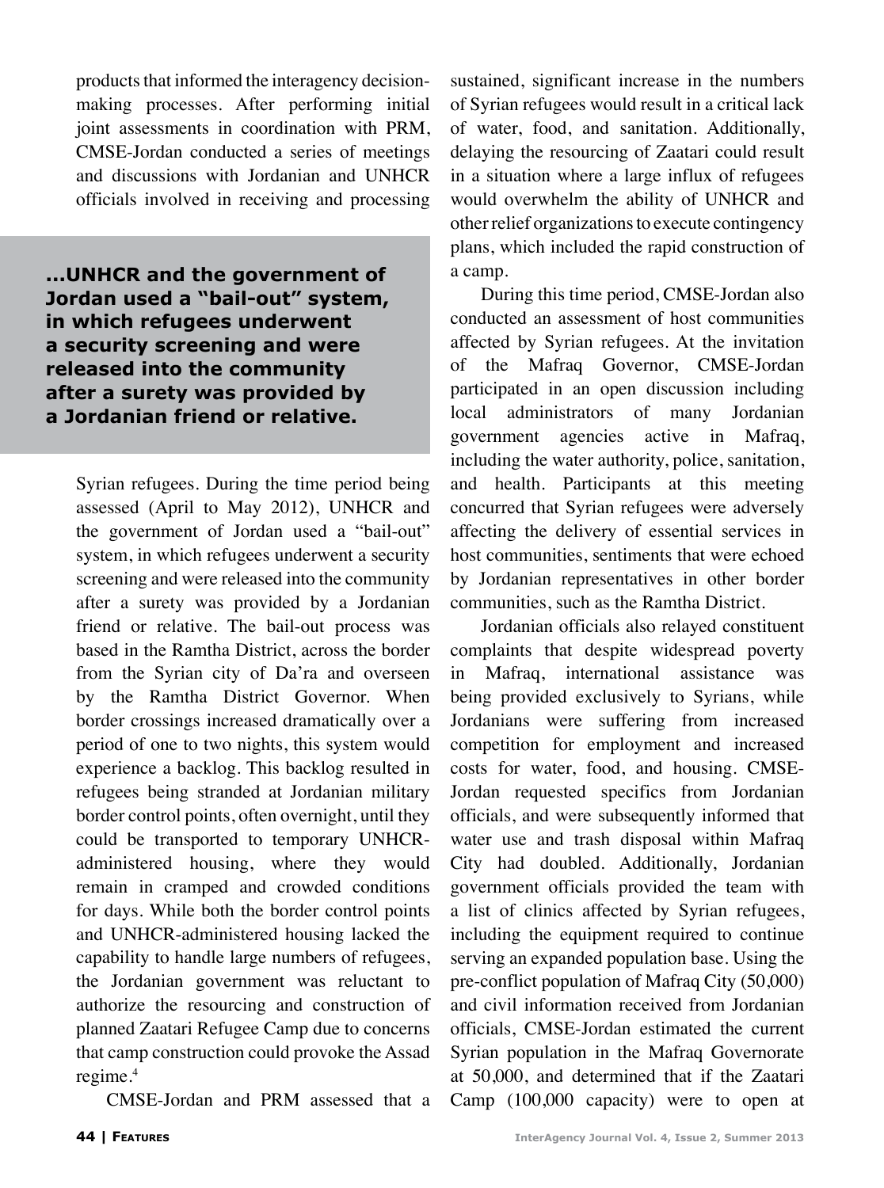products that informed the interagency decision-making processes. After performing initial joint assessments in coordination with PRM, CMSE-Jordan conducted a series of meetings and discussions with Jordanian and UNHCR officials involved in receiving and processing

> **...UNHCR and the government of Jordan used a "bail-out" system, in which refugees underwent a security screening and were released into the community after a surety was provided by a Jordanian friend or relative.**

Syrian refugees. During the time period being assessed (April to May 2012), UNHCR and the government of Jordan used a "bail-out" system, in which refugees underwent a security screening and were released into the community after a surety was provided by a Jordanian friend or relative. The bail-out process was based in the Ramtha District, across the border from the Syrian city of Da'ra and overseen by the Ramtha District Governor. When border crossings increased dramatically over a period of one to two nights, this system would experience a backlog. This backlog resulted in refugees being stranded at Jordanian military border control points, often overnight, until they could be transported to temporary UNHCR-administered housing, where they would remain in cramped and crowded conditions for days. While both the border control points and UNHCR-administered housing lacked the capability to handle large numbers of refugees, the Jordanian government was reluctant to authorize the resourcing and construction of planned Zaatari Refugee Camp due to concerns that camp construction could provoke the Assad regime.[4]

CMSE-Jordan and PRM assessed that a sustained, significant increase in the numbers of Syrian refugees would result in a critical lack of water, food, and sanitation. Additionally, delaying the resourcing of Zaatari could result in a situation where a large influx of refugees would overwhelm the ability of UNHCR and other relief organizations to execute contingency plans, which included the rapid construction of a camp.

During this time period, CMSE-Jordan also conducted an assessment of host communities affected by Syrian refugees. At the invitation of the Mafraq Governor, CMSE-Jordan participated in an open discussion including local administrators of many Jordanian government agencies active in Mafraq, including the water authority, police, sanitation, and health. Participants at this meeting concurred that Syrian refugees were adversely affecting the delivery of essential services in host communities, sentiments that were echoed by Jordanian representatives in other border communities, such as the Ramtha District.

Jordanian officials also relayed constituent complaints that despite widespread poverty in Mafraq, international assistance was being provided exclusively to Syrians, while Jordanians were suffering from increased competition for employment and increased costs for water, food, and housing. CMSE-Jordan requested specifics from Jordanian officials, and were subsequently informed that water use and trash disposal within Mafraq City had doubled. Additionally, Jordanian government officials provided the team with a list of clinics affected by Syrian refugees, including the equipment required to continue serving an expanded population base. Using the pre-conflict population of Mafraq City (50,000) and civil information received from Jordanian officials, CMSE-Jordan estimated the current Syrian population in the Mafraq Governorate at 50,000, and determined that if the Zaatari Camp (100,000 capacity) were to open at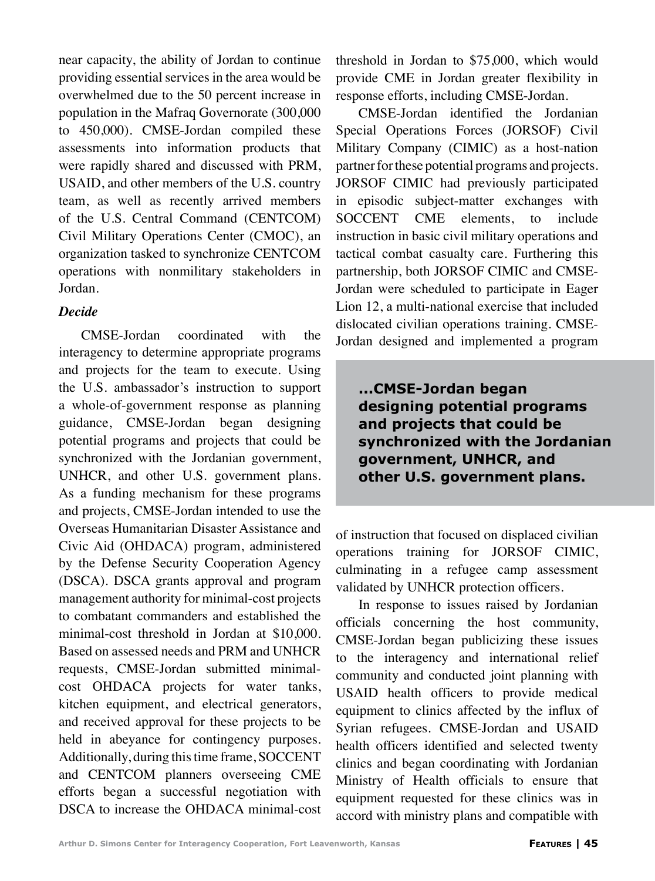near capacity, the ability of Jordan to continue providing essential services in the area would be overwhelmed due to the 50 percent increase in population in the Mafraq Governorate (300,000 to 450,000). CMSE-Jordan compiled these assessments into information products that were rapidly shared and discussed with PRM, USAID, and other members of the U.S. country team, as well as recently arrived members of the U.S. Central Command (CENTCOM) Civil Military Operations Center (CMOC), an organization tasked to synchronize CENTCOM operations with nonmilitary stakeholders in Jordan.

***Decide***

CMSE-Jordan coordinated with the interagency to determine appropriate programs and projects for the team to execute. Using the U.S. ambassador's instruction to support a whole-of-government response as planning guidance, CMSE-Jordan began designing potential programs and projects that could be synchronized with the Jordanian government, UNHCR, and other U.S. government plans. As a funding mechanism for these programs and projects, CMSE-Jordan intended to use the Overseas Humanitarian Disaster Assistance and Civic Aid (OHDACA) program, administered by the Defense Security Cooperation Agency (DSCA). DSCA grants approval and program management authority for minimal-cost projects to combatant commanders and established the minimal-cost threshold in Jordan at $10,000. Based on assessed needs and PRM and UNHCR requests, CMSE-Jordan submitted minimal-cost OHDACA projects for water tanks, kitchen equipment, and electrical generators, and received approval for these projects to be held in abeyance for contingency purposes. Additionally, during this time frame, SOCCENT and CENTCOM planners overseeing CME efforts began a successful negotiation with DSCA to increase the OHDACA minimal-cost threshold in Jordan to $75,000, which would provide CME in Jordan greater flexibility in response efforts, including CMSE-Jordan.

CMSE-Jordan identified the Jordanian Special Operations Forces (JORSOF) Civil Military Company (CIMIC) as a host-nation partner for these potential programs and projects. JORSOF CIMIC had previously participated in episodic subject-matter exchanges with SOCCENT CME elements, to include instruction in basic civil military operations and tactical combat casualty care. Furthering this partnership, both JORSOF CIMIC and CMSE-Jordan were scheduled to participate in Eager Lion 12, a multi-national exercise that included dislocated civilian operations training. CMSE-Jordan designed and implemented a program of instruction that focused on displaced civilian operations training for JORSOF CIMIC, culminating in a refugee camp assessment validated by UNHCR protection officers.

> **...CMSE-Jordan began designing potential programs and projects that could be synchronized with the Jordanian government, UNHCR, and other U.S. government plans.**

In response to issues raised by Jordanian officials concerning the host community, CMSE-Jordan began publicizing these issues to the interagency and international relief community and conducted joint planning with USAID health officers to provide medical equipment to clinics affected by the influx of Syrian refugees. CMSE-Jordan and USAID health officers identified and selected twenty clinics and began coordinating with Jordanian Ministry of Health officials to ensure that equipment requested for these clinics was in accord with ministry plans and compatible with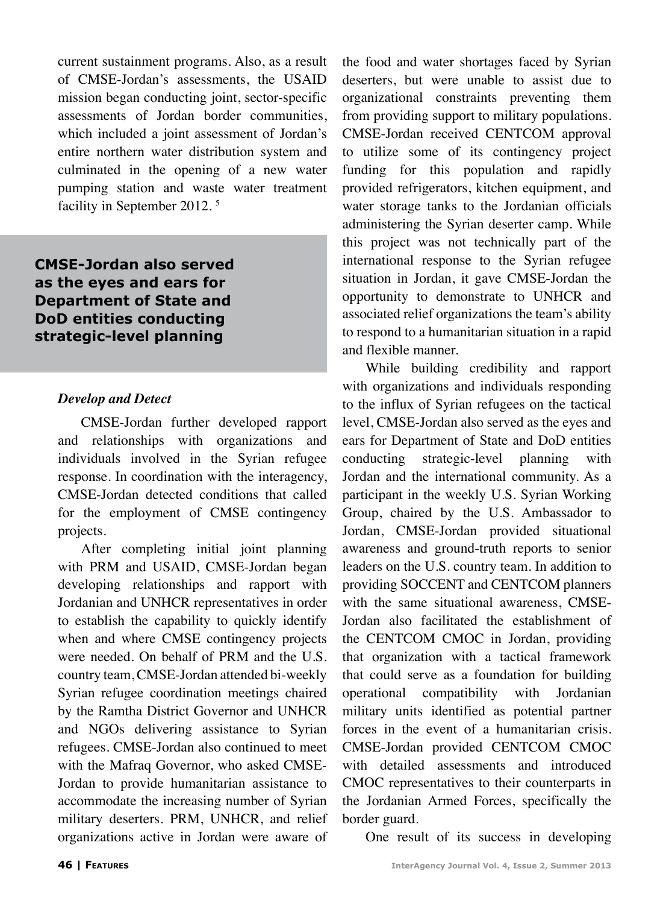current sustainment programs. Also, as a result of CMSE-Jordan's assessments, the USAID mission began conducting joint, sector-specific assessments of Jordan border communities, which included a joint assessment of Jordan's entire northern water distribution system and culminated in the opening of a new water pumping station and waste water treatment facility in September 2012. [5]

**CMSE-Jordan also served as the eyes and ears for Department of State and DoD entities conducting strategic-level planning**

### *Develop and Detect*

CMSE-Jordan further developed rapport and relationships with organizations and individuals involved in the Syrian refugee response. In coordination with the interagency, CMSE-Jordan detected conditions that called for the employment of CMSE contingency projects.

After completing initial joint planning with PRM and USAID, CMSE-Jordan began developing relationships and rapport with Jordanian and UNHCR representatives in order to establish the capability to quickly identify when and where CMSE contingency projects were needed. On behalf of PRM and the U.S. country team, CMSE-Jordan attended bi-weekly Syrian refugee coordination meetings chaired by the Ramtha District Governor and UNHCR and NGOs delivering assistance to Syrian refugees. CMSE-Jordan also continued to meet with the Mafraq Governor, who asked CMSE-Jordan to provide humanitarian assistance to accommodate the increasing number of Syrian military deserters. PRM, UNHCR, and relief organizations active in Jordan were aware of the food and water shortages faced by Syrian deserters, but were unable to assist due to organizational constraints preventing them from providing support to military populations. CMSE-Jordan received CENTCOM approval to utilize some of its contingency project funding for this population and rapidly provided refrigerators, kitchen equipment, and water storage tanks to the Jordanian officials administering the Syrian deserter camp. While this project was not technically part of the international response to the Syrian refugee situation in Jordan, it gave CMSE-Jordan the opportunity to demonstrate to UNHCR and associated relief organizations the team's ability to respond to a humanitarian situation in a rapid and flexible manner.

While building credibility and rapport with organizations and individuals responding to the influx of Syrian refugees on the tactical level, CMSE-Jordan also served as the eyes and ears for Department of State and DoD entities conducting strategic-level planning with Jordan and the international community. As a participant in the weekly U.S. Syrian Working Group, chaired by the U.S. Ambassador to Jordan, CMSE-Jordan provided situational awareness and ground-truth reports to senior leaders on the U.S. country team. In addition to providing SOCCENT and CENTCOM planners with the same situational awareness, CMSE-Jordan also facilitated the establishment of the CENTCOM CMOC in Jordan, providing that organization with a tactical framework that could serve as a foundation for building operational compatibility with Jordanian military units identified as potential partner forces in the event of a humanitarian crisis. CMSE-Jordan provided CENTCOM CMOC with detailed assessments and introduced CMOC representatives to their counterparts in the Jordanian Armed Forces, specifically the border guard.

One result of its success in developing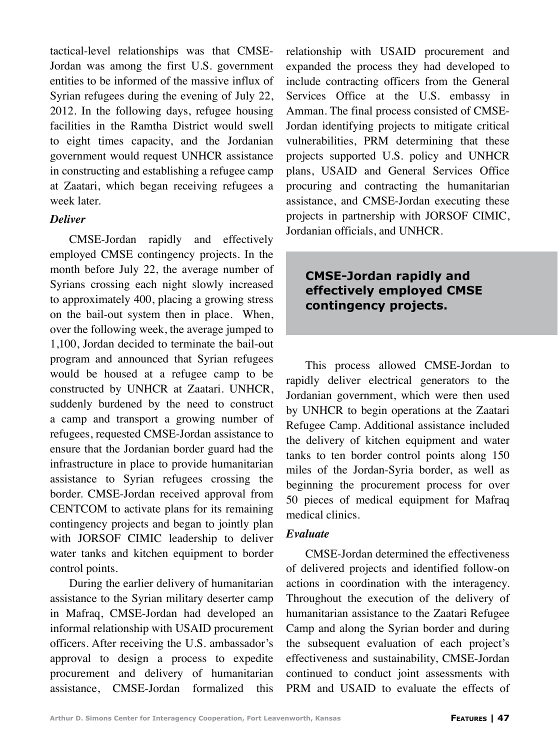tactical-level relationships was that CMSE-Jordan was among the first U.S. government entities to be informed of the massive influx of Syrian refugees during the evening of July 22, 2012. In the following days, refugee housing facilities in the Ramtha District would swell to eight times capacity, and the Jordanian government would request UNHCR assistance in constructing and establishing a refugee camp at Zaatari, which began receiving refugees a week later.

***Deliver***

CMSE-Jordan rapidly and effectively employed CMSE contingency projects. In the month before July 22, the average number of Syrians crossing each night slowly increased to approximately 400, placing a growing stress on the bail-out system then in place. When, over the following week, the average jumped to 1,100, Jordan decided to terminate the bail-out program and announced that Syrian refugees would be housed at a refugee camp to be constructed by UNHCR at Zaatari. UNHCR, suddenly burdened by the need to construct a camp and transport a growing number of refugees, requested CMSE-Jordan assistance to ensure that the Jordanian border guard had the infrastructure in place to provide humanitarian assistance to Syrian refugees crossing the border. CMSE-Jordan received approval from CENTCOM to activate plans for its remaining contingency projects and began to jointly plan with JORSOF CIMIC leadership to deliver water tanks and kitchen equipment to border control points.

During the earlier delivery of humanitarian assistance to the Syrian military deserter camp in Mafraq, CMSE-Jordan had developed an informal relationship with USAID procurement officers. After receiving the U.S. ambassador's approval to design a process to expedite procurement and delivery of humanitarian assistance, CMSE-Jordan formalized this relationship with USAID procurement and expanded the process they had developed to include contracting officers from the General Services Office at the U.S. embassy in Amman. The final process consisted of CMSE-Jordan identifying projects to mitigate critical vulnerabilities, PRM determining that these projects supported U.S. policy and UNHCR plans, USAID and General Services Office procuring and contracting the humanitarian assistance, and CMSE-Jordan executing these projects in partnership with JORSOF CIMIC, Jordanian officials, and UNHCR.

> **CMSE-Jordan rapidly and effectively employed CMSE contingency projects.**

This process allowed CMSE-Jordan to rapidly deliver electrical generators to the Jordanian government, which were then used by UNHCR to begin operations at the Zaatari Refugee Camp. Additional assistance included the delivery of kitchen equipment and water tanks to ten border control points along 150 miles of the Jordan-Syria border, as well as beginning the procurement process for over 50 pieces of medical equipment for Mafraq medical clinics.

***Evaluate***

CMSE-Jordan determined the effectiveness of delivered projects and identified follow-on actions in coordination with the interagency. Throughout the execution of the delivery of humanitarian assistance to the Zaatari Refugee Camp and along the Syrian border and during the subsequent evaluation of each project's effectiveness and sustainability, CMSE-Jordan continued to conduct joint assessments with PRM and USAID to evaluate the effects of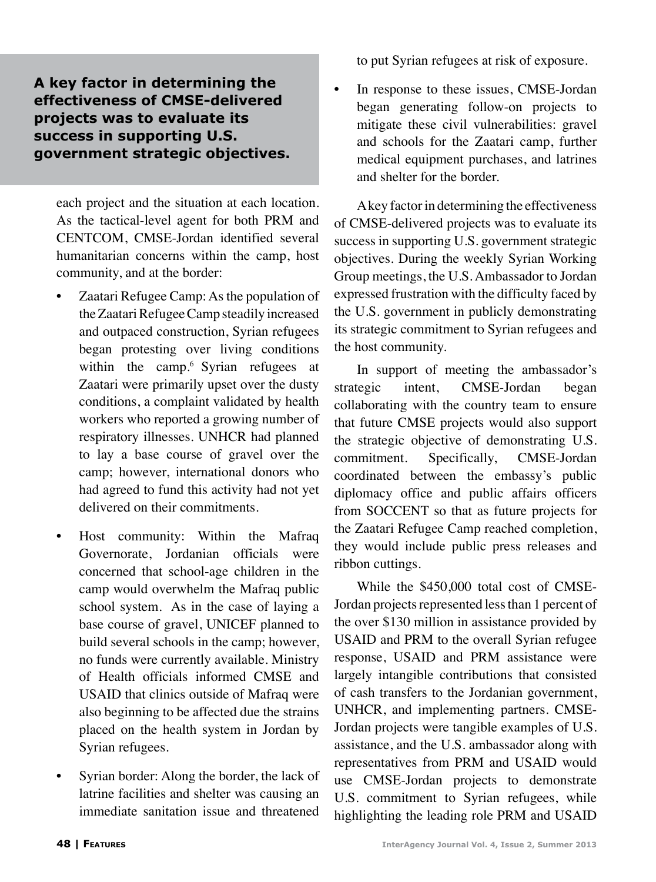> **A key factor in determining the effectiveness of CMSE-delivered projects was to evaluate its success in supporting U.S. government strategic objectives.**

each project and the situation at each location. As the tactical-level agent for both PRM and CENTCOM, CMSE-Jordan identified several humanitarian concerns within the camp, host community, and at the border:

- Zaatari Refugee Camp: As the population of the Zaatari Refugee Camp steadily increased and outpaced construction, Syrian refugees began protesting over living conditions within the camp.[6] Syrian refugees at Zaatari were primarily upset over the dusty conditions, a complaint validated by health workers who reported a growing number of respiratory illnesses. UNHCR had planned to lay a base course of gravel over the camp; however, international donors who had agreed to fund this activity had not yet delivered on their commitments.
- Host community: Within the Mafraq Governorate, Jordanian officials were concerned that school-age children in the camp would overwhelm the Mafraq public school system. As in the case of laying a base course of gravel, UNICEF planned to build several schools in the camp; however, no funds were currently available. Ministry of Health officials informed CMSE and USAID that clinics outside of Mafraq were also beginning to be affected due the strains placed on the health system in Jordan by Syrian refugees.
- Syrian border: Along the border, the lack of latrine facilities and shelter was causing an immediate sanitation issue and threatened to put Syrian refugees at risk of exposure.
- In response to these issues, CMSE-Jordan began generating follow-on projects to mitigate these civil vulnerabilities: gravel and schools for the Zaatari camp, further medical equipment purchases, and latrines and shelter for the border.

A key factor in determining the effectiveness of CMSE-delivered projects was to evaluate its success in supporting U.S. government strategic objectives. During the weekly Syrian Working Group meetings, the U.S. Ambassador to Jordan expressed frustration with the difficulty faced by the U.S. government in publicly demonstrating its strategic commitment to Syrian refugees and the host community.

In support of meeting the ambassador's strategic intent, CMSE-Jordan began collaborating with the country team to ensure that future CMSE projects would also support the strategic objective of demonstrating U.S. commitment. Specifically, CMSE-Jordan coordinated between the embassy's public diplomacy office and public affairs officers from SOCCENT so that as future projects for the Zaatari Refugee Camp reached completion, they would include public press releases and ribbon cuttings.

While the $450,000 total cost of CMSE-Jordan projects represented less than 1 percent of the over $130 million in assistance provided by USAID and PRM to the overall Syrian refugee response, USAID and PRM assistance were largely intangible contributions that consisted of cash transfers to the Jordanian government, UNHCR, and implementing partners. CMSE-Jordan projects were tangible examples of U.S. assistance, and the U.S. ambassador along with representatives from PRM and USAID would use CMSE-Jordan projects to demonstrate U.S. commitment to Syrian refugees, while highlighting the leading role PRM and USAID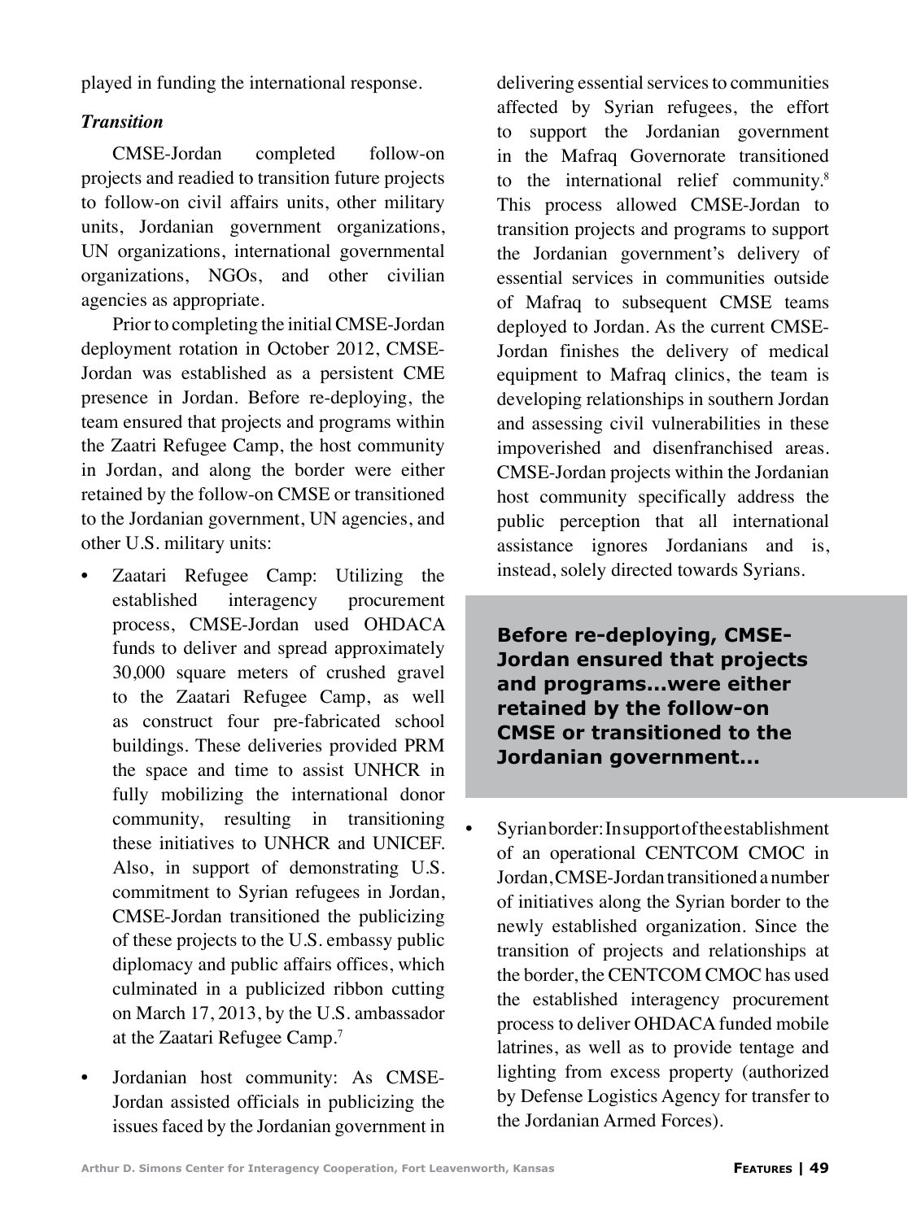played in funding the international response.

*Transition*

CMSE-Jordan completed follow-on projects and readied to transition future projects to follow-on civil affairs units, other military units, Jordanian government organizations, UN organizations, international governmental organizations, NGOs, and other civilian agencies as appropriate.

Prior to completing the initial CMSE-Jordan deployment rotation in October 2012, CMSE-Jordan was established as a persistent CME presence in Jordan. Before re-deploying, the team ensured that projects and programs within the Zaatri Refugee Camp, the host community in Jordan, and along the border were either retained by the follow-on CMSE or transitioned to the Jordanian government, UN agencies, and other U.S. military units:

- Zaatari Refugee Camp: Utilizing the established interagency procurement process, CMSE-Jordan used OHDACA funds to deliver and spread approximately 30,000 square meters of crushed gravel to the Zaatari Refugee Camp, as well as construct four pre-fabricated school buildings. These deliveries provided PRM the space and time to assist UNHCR in fully mobilizing the international donor community, resulting in transitioning these initiatives to UNHCR and UNICEF. Also, in support of demonstrating U.S. commitment to Syrian refugees in Jordan, CMSE-Jordan transitioned the publicizing of these projects to the U.S. embassy public diplomacy and public affairs offices, which culminated in a publicized ribbon cutting on March 17, 2013, by the U.S. ambassador at the Zaatari Refugee Camp.[7]
- Jordanian host community: As CMSE-Jordan assisted officials in publicizing the issues faced by the Jordanian government in delivering essential services to communities affected by Syrian refugees, the effort to support the Jordanian government in the Mafraq Governorate transitioned to the international relief community.[8] This process allowed CMSE-Jordan to transition projects and programs to support the Jordanian government's delivery of essential services in communities outside of Mafraq to subsequent CMSE teams deployed to Jordan. As the current CMSE-Jordan finishes the delivery of medical equipment to Mafraq clinics, the team is developing relationships in southern Jordan and assessing civil vulnerabilities in these impoverished and disenfranchised areas. CMSE-Jordan projects within the Jordanian host community specifically address the public perception that all international assistance ignores Jordanians and is, instead, solely directed towards Syrians.

**Before re-deploying, CMSE-Jordan ensured that projects and programs...were either retained by the follow-on CMSE or transitioned to the Jordanian government...**

- Syrian border: In support of the establishment of an operational CENTCOM CMOC in Jordan, CMSE-Jordan transitioned a number of initiatives along the Syrian border to the newly established organization. Since the transition of projects and relationships at the border, the CENTCOM CMOC has used the established interagency procurement process to deliver OHDACA funded mobile latrines, as well as to provide tentage and lighting from excess property (authorized by Defense Logistics Agency for transfer to the Jordanian Armed Forces).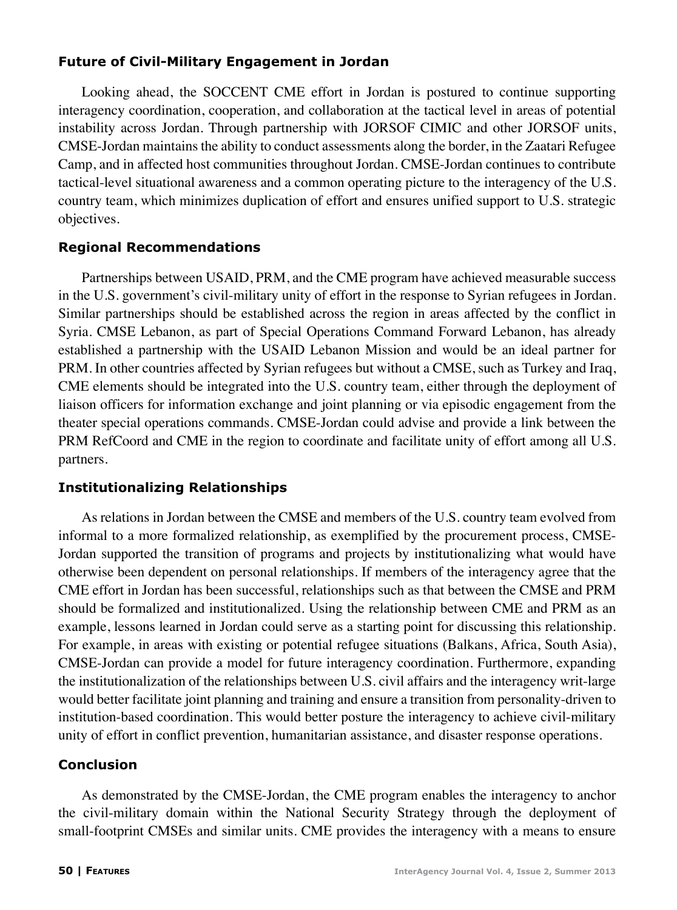### Future of Civil-Military Engagement in Jordan

Looking ahead, the SOCCENT CME effort in Jordan is postured to continue supporting interagency coordination, cooperation, and collaboration at the tactical level in areas of potential instability across Jordan. Through partnership with JORSOF CIMIC and other JORSOF units, CMSE-Jordan maintains the ability to conduct assessments along the border, in the Zaatari Refugee Camp, and in affected host communities throughout Jordan. CMSE-Jordan continues to contribute tactical-level situational awareness and a common operating picture to the interagency of the U.S. country team, which minimizes duplication of effort and ensures unified support to U.S. strategic objectives.

### Regional Recommendations

Partnerships between USAID, PRM, and the CME program have achieved measurable success in the U.S. government's civil-military unity of effort in the response to Syrian refugees in Jordan. Similar partnerships should be established across the region in areas affected by the conflict in Syria. CMSE Lebanon, as part of Special Operations Command Forward Lebanon, has already established a partnership with the USAID Lebanon Mission and would be an ideal partner for PRM. In other countries affected by Syrian refugees but without a CMSE, such as Turkey and Iraq, CME elements should be integrated into the U.S. country team, either through the deployment of liaison officers for information exchange and joint planning or via episodic engagement from the theater special operations commands. CMSE-Jordan could advise and provide a link between the PRM RefCoord and CME in the region to coordinate and facilitate unity of effort among all U.S. partners.

### Institutionalizing Relationships

As relations in Jordan between the CMSE and members of the U.S. country team evolved from informal to a more formalized relationship, as exemplified by the procurement process, CMSE-Jordan supported the transition of programs and projects by institutionalizing what would have otherwise been dependent on personal relationships. If members of the interagency agree that the CME effort in Jordan has been successful, relationships such as that between the CMSE and PRM should be formalized and institutionalized. Using the relationship between CME and PRM as an example, lessons learned in Jordan could serve as a starting point for discussing this relationship. For example, in areas with existing or potential refugee situations (Balkans, Africa, South Asia), CMSE-Jordan can provide a model for future interagency coordination. Furthermore, expanding the institutionalization of the relationships between U.S. civil affairs and the interagency writ-large would better facilitate joint planning and training and ensure a transition from personality-driven to institution-based coordination. This would better posture the interagency to achieve civil-military unity of effort in conflict prevention, humanitarian assistance, and disaster response operations.

### Conclusion

As demonstrated by the CMSE-Jordan, the CME program enables the interagency to anchor the civil-military domain within the National Security Strategy through the deployment of small-footprint CMSEs and similar units. CME provides the interagency with a means to ensure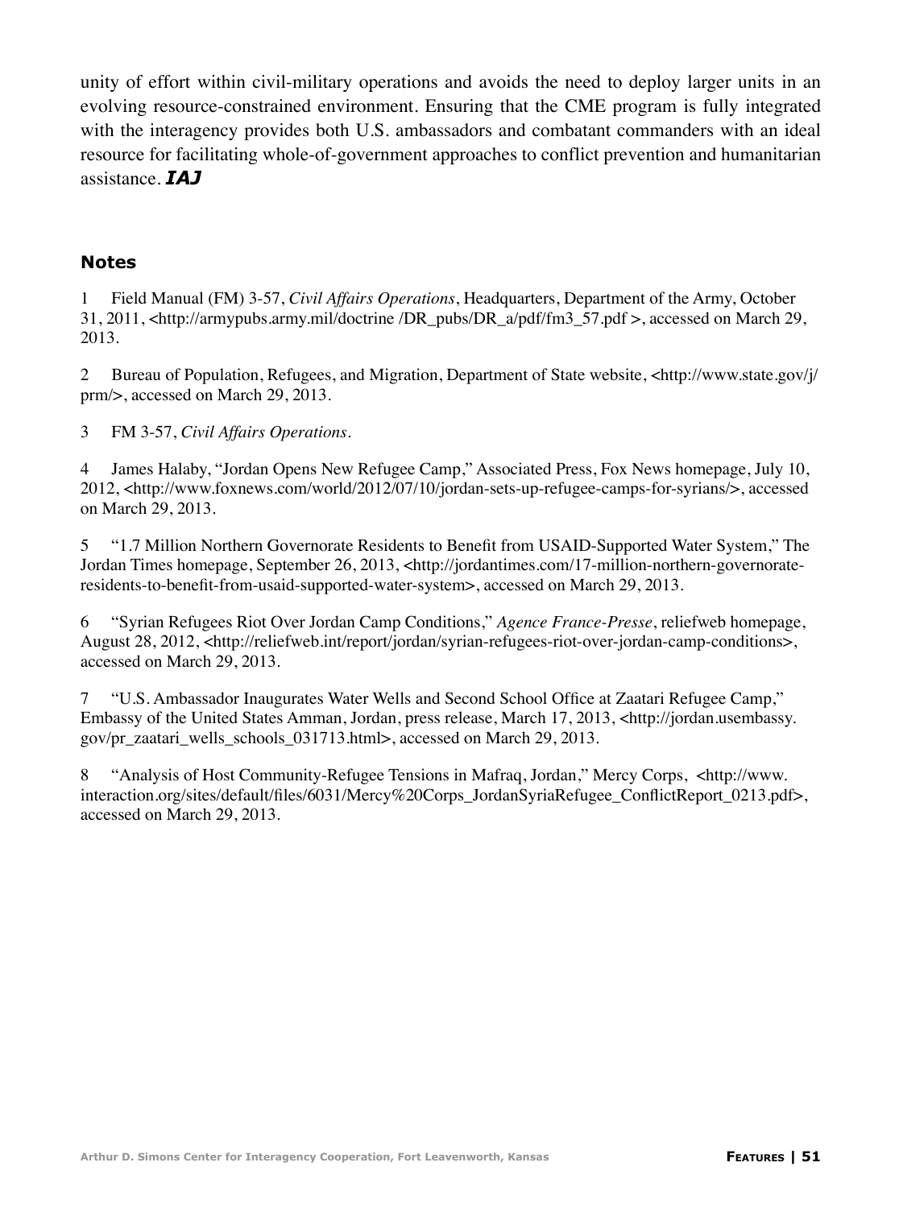unity of effort within civil-military operations and avoids the need to deploy larger units in an evolving resource-constrained environment. Ensuring that the CME program is fully integrated with the interagency provides both U.S. ambassadors and combatant commanders with an ideal resource for facilitating whole-of-government approaches to conflict prevention and humanitarian assistance. ***IAJ***

## Notes

1 Field Manual (FM) 3-57, *Civil Affairs Operations*, Headquarters, Department of the Army, October 31, 2011, <http://armypubs.army.mil/doctrine /DR_pubs/DR_a/pdf/fm3_57.pdf >, accessed on March 29, 2013.

2 Bureau of Population, Refugees, and Migration, Department of State website, <http://www.state.gov/j/prm/>, accessed on March 29, 2013.

3 FM 3-57, *Civil Affairs Operations*.

4 James Halaby, "Jordan Opens New Refugee Camp," Associated Press, Fox News homepage, July 10, 2012, <http://www.foxnews.com/world/2012/07/10/jordan-sets-up-refugee-camps-for-syrians/>, accessed on March 29, 2013.

5 "1.7 Million Northern Governorate Residents to Benefit from USAID-Supported Water System," The Jordan Times homepage, September 26, 2013, <http://jordantimes.com/17-million-northern-governorate-residents-to-benefit-from-usaid-supported-water-system>, accessed on March 29, 2013.

6 "Syrian Refugees Riot Over Jordan Camp Conditions," *Agence France-Presse*, reliefweb homepage, August 28, 2012, <http://reliefweb.int/report/jordan/syrian-refugees-riot-over-jordan-camp-conditions>, accessed on March 29, 2013.

7 "U.S. Ambassador Inaugurates Water Wells and Second School Office at Zaatari Refugee Camp," Embassy of the United States Amman, Jordan, press release, March 17, 2013, <http://jordan.usembassy.gov/pr_zaatari_wells_schools_031713.html>, accessed on March 29, 2013.

8 "Analysis of Host Community-Refugee Tensions in Mafraq, Jordan," Mercy Corps, <http://www.interaction.org/sites/default/files/6031/Mercy%20Corps_JordanSyriaRefugee_ConflictReport_0213.pdf>, accessed on March 29, 2013.